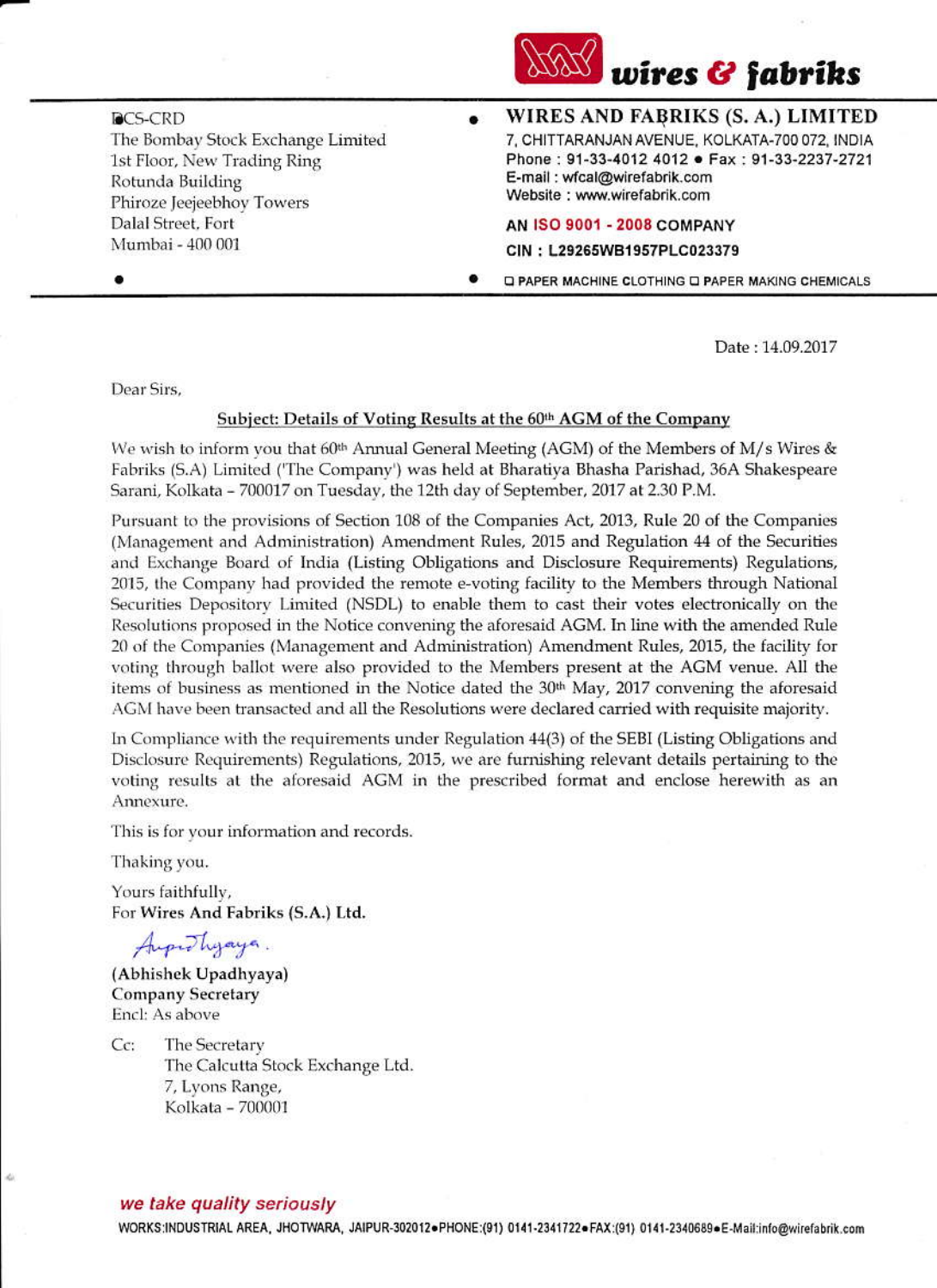**wires & fabriks**

**WIRES AND FABRIKS (S. A.) LIMITED**
7, CHITTARANJAN AVENUE, KOLKATA-700 072, INDIA
Phone : 91-33-4012 4012 • Fax : 91-33-2237-2721
E-mail : wfcal@wirefabrik.com
Website : www.wirefabrik.com

**AN ISO 9001 - 2008 COMPANY**
**CIN : L29265WB1957PLC023379**

PAPER MACHINE CLOTHING PAPER MAKING CHEMICALS

DCS-CRD
The Bombay Stock Exchange Limited
1st Floor, New Trading Ring
Rotunda Building
Phiroze Jeejeebhoy Towers
Dalal Street, Fort
Mumbai - 400 001

Date : 14.09.2017

Dear Sirs,

**Subject: Details of Voting Results at the 60th AGM of the Company**

We wish to inform you that 60th Annual General Meeting (AGM) of the Members of M/s Wires & Fabriks (S.A) Limited ('The Company') was held at Bharatiya Bhasha Parishad, 36A Shakespeare Sarani, Kolkata – 700017 on Tuesday, the 12th day of September, 2017 at 2.30 P.M.

Pursuant to the provisions of Section 108 of the Companies Act, 2013, Rule 20 of the Companies (Management and Administration) Amendment Rules, 2015 and Regulation 44 of the Securities and Exchange Board of India (Listing Obligations and Disclosure Requirements) Regulations, 2015, the Company had provided the remote e-voting facility to the Members through National Securities Depository Limited (NSDL) to enable them to cast their votes electronically on the Resolutions proposed in the Notice convening the aforesaid AGM. In line with the amended Rule 20 of the Companies (Management and Administration) Amendment Rules, 2015, the facility for voting through ballot were also provided to the Members present at the AGM venue. All the items of business as mentioned in the Notice dated the 30th May, 2017 convening the aforesaid AGM have been transacted and all the Resolutions were declared carried with requisite majority.

In Compliance with the requirements under Regulation 44(3) of the SEBI (Listing Obligations and Disclosure Requirements) Regulations, 2015, we are furnishing relevant details pertaining to the voting results at the aforesaid AGM in the prescribed format and enclose herewith as an Annexure.

This is for your information and records.

Thaking you.

Yours faithfully,
For **Wires And Fabriks (S.A.) Ltd.**

*Aupadhyaya.*

**(Abhishek Upadhyaya)**
**Company Secretary**
Encl: As above

Cc: The Secretary
The Calcutta Stock Exchange Ltd.
7, Lyons Range,
Kolkata – 700001

*we take quality seriously*

WORKS:INDUSTRIAL AREA, JHOTWARA, JAIPUR-302012•PHONE:(91) 0141-2341722•FAX:(91) 0141-2340689•E-Mail:info@wirefabrik.com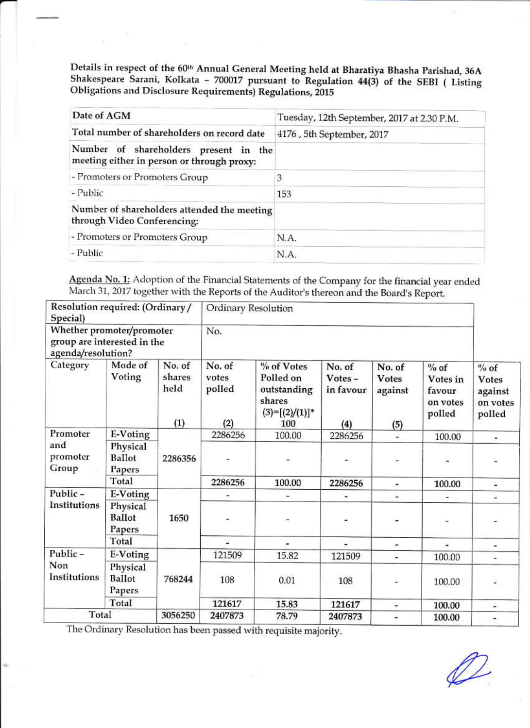Details in respect of the 60th Annual General Meeting held at Bharatiya Bhasha Parishad, 36A Shakespeare Sarani, Kolkata – 700017 pursuant to Regulation 44(3) of the SEBI ( Listing Obligations and Disclosure Requirements) Regulations, 2015

| Date of AGM | Tuesday, 12th September, 2017 at 2.30 P.M. |
|---|---|
| Total number of shareholders on record date | 4176 , 5th September, 2017 |
| Number of shareholders present in the meeting either in person or through proxy: | |
| - Promoters or Promoters Group | 3 |
| - Public | 153 |
| Number of shareholders attended the meeting through Video Conferencing: | |
| - Promoters or Promoters Group | N.A. |
| - Public | N.A. |

Agenda No. 1: Adoption of the Financial Statements of the Company for the financial year ended March 31, 2017 together with the Reports of the Auditor's thereon and the Board's Report.

| Resolution required: (Ordinary / Special) | | Ordinary Resolution | | | | | | |
|---|---|---|---|---|---|---|---|---|
| Whether promoter/promoter group are interested in the agenda/resolution? | | No. | | | | | | |
| Category | Mode of Voting | No. of shares held (1) | No. of votes polled (2) | % of Votes Polled on outstanding shares (3)=[(2)/(1)]* 100 | No. of Votes – in favour (4) | No. of Votes against (5) | % of Votes in favour on votes polled | % of Votes against on votes polled |
| Promoter and promoter Group | E-Voting | 2286356 | 2286256 | 100.00 | 2286256 | - | 100.00 | - |
| | Physical Ballot Papers | | - | - | - | - | - | - |
| | Total | | 2286256 | 100.00 | 2286256 | - | 100.00 | - |
| Public – Institutions | E-Voting | 1650 | - | - | - | - | - | - |
| | Physical Ballot Papers | | - | - | - | - | - | - |
| | Total | | - | - | - | - | - | - |
| Public – Non Institutions | E-Voting | 768244 | 121509 | 15.82 | 121509 | - | 100.00 | - |
| | Physical Ballot Papers | | 108 | 0.01 | 108 | - | 100.00 | - |
| | Total | | 121617 | 15.83 | 121617 | - | 100.00 | - |
| Total | | 3056250 | 2407873 | 78.79 | 2407873 | - | 100.00 | - |

The Ordinary Resolution has been passed with requisite majority.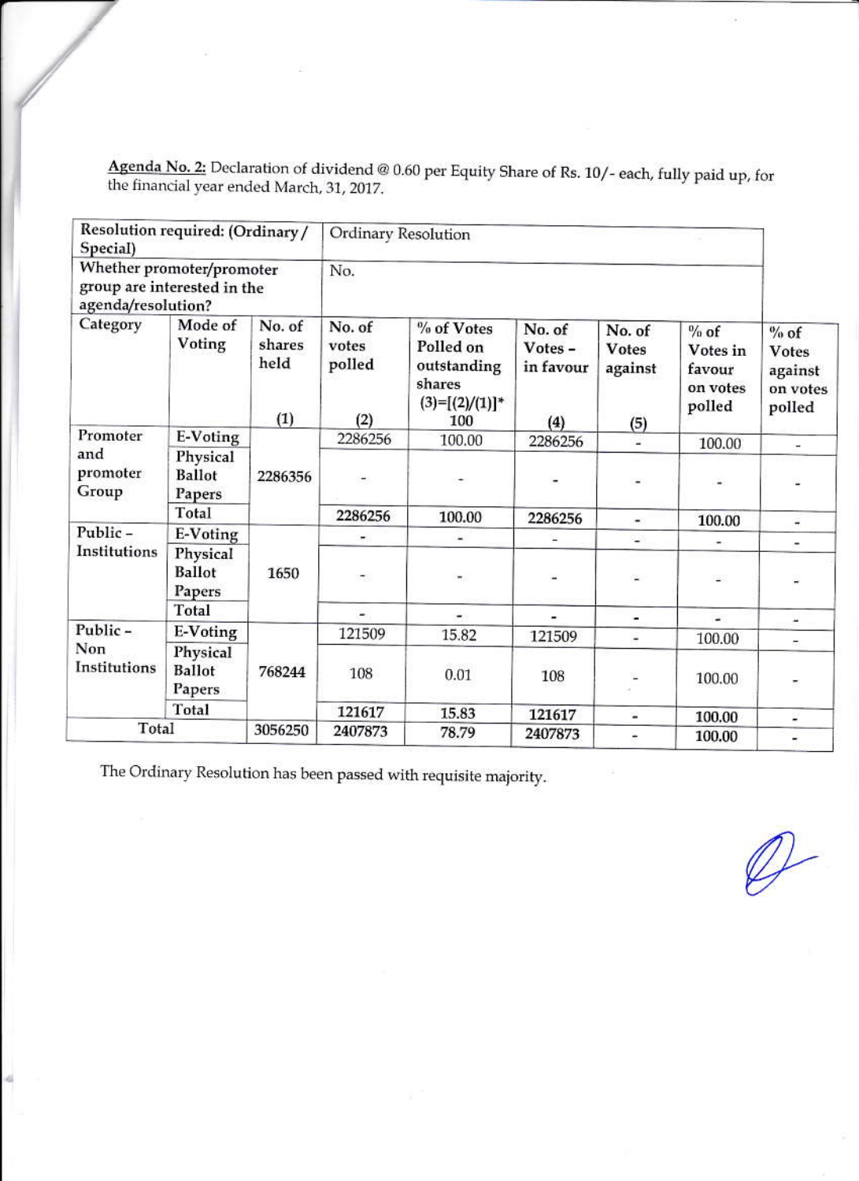**Agenda No. 2:** Declaration of dividend @ 0.60 per Equity Share of Rs. 10/- each, fully paid up, for the financial year ended March, 31, 2017.

| Resolution required: (Ordinary / Special) | | | Ordinary Resolution | | | | | |
|---|---|---|---|---|---|---|---|---|
| Whether promoter/promoter group are interested in the agenda/resolution? | | | No. | | | | | |
| Category | Mode of Voting | No. of shares held (1) | No. of votes polled (2) | % of Votes Polled on outstanding shares (3)=[(2)/(1)]* 100 | No. of Votes – in favour (4) | No. of Votes against (5) | % of Votes in favour on votes polled | % of Votes against on votes polled |
| Promoter and promoter Group | E-Voting | 2286356 | 2286256 | 100.00 | 2286256 | - | 100.00 | - |
| | Physical Ballot Papers | | - | - | - | - | - | - |
| | Total | | 2286256 | 100.00 | 2286256 | - | 100.00 | - |
| Public – Institutions | E-Voting | 1650 | - | - | - | - | - | - |
| | Physical Ballot Papers | | - | - | - | - | - | - |
| | Total | | - | - | - | - | - | - |
| Public – Non Institutions | E-Voting | 768244 | 121509 | 15.82 | 121509 | - | 100.00 | - |
| | Physical Ballot Papers | | 108 | 0.01 | 108 | - | 100.00 | - |
| | Total | | 121617 | 15.83 | 121617 | - | 100.00 | - |
| Total | | 3056250 | 2407873 | 78.79 | 2407873 | - | 100.00 | - |

The Ordinary Resolution has been passed with requisite majority.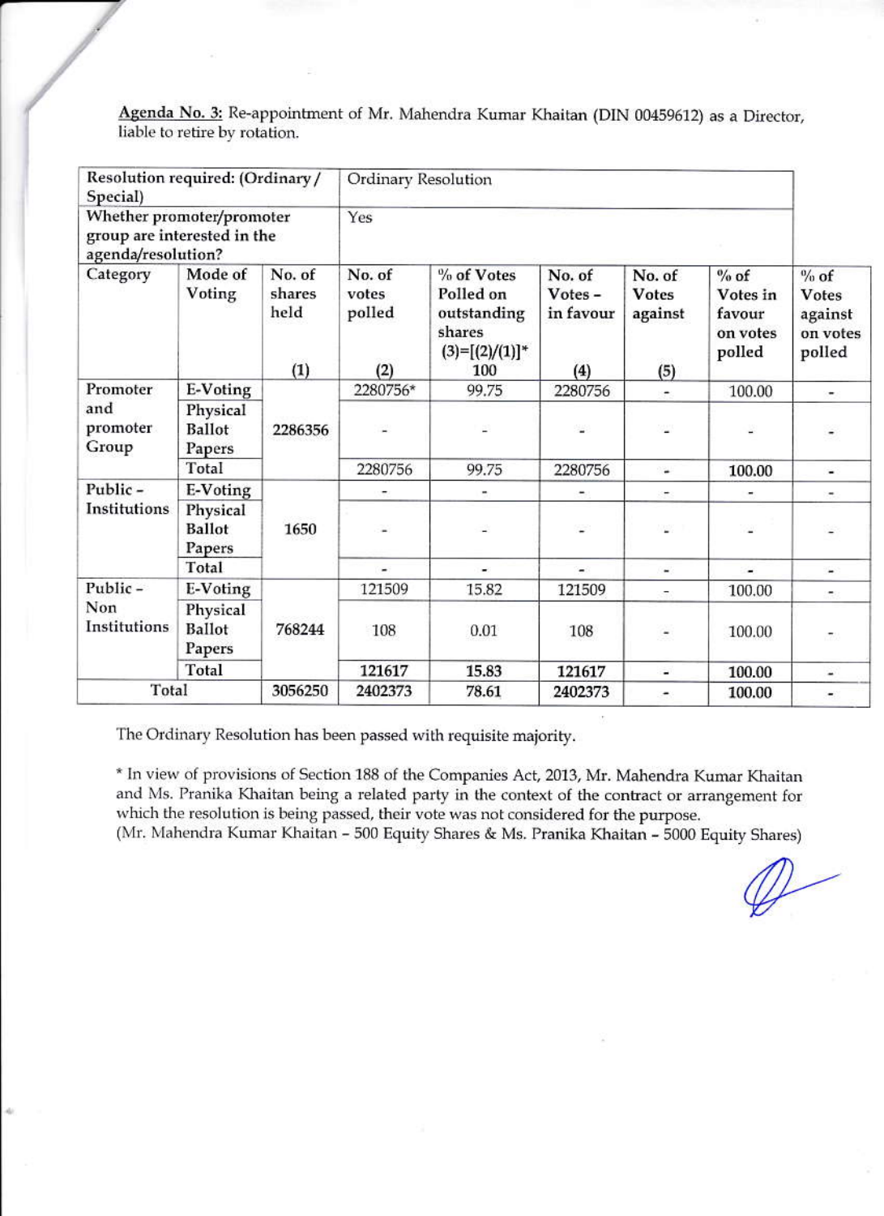**Agenda No. 3:** Re-appointment of Mr. Mahendra Kumar Khaitan (DIN 00459612) as a Director, liable to retire by rotation.

| Resolution required: (Ordinary / Special) | | Ordinary Resolution | | | | | | |
|---|---|---|---|---|---|---|---|---|
| Whether promoter/promoter group are interested in the agenda/resolution? | | Yes | | | | | | |
| Category | Mode of Voting | No. of shares held (1) | No. of votes polled (2) | % of Votes Polled on outstanding shares (3)=[(2)/(1)]* 100 | No. of Votes – in favour (4) | No. of Votes against (5) | % of Votes in favour on votes polled | % of Votes against on votes polled |
| Promoter and promoter Group | E-Voting | 2286356 | 2280756* | 99.75 | 2280756 | - | 100.00 | - |
| | Physical Ballot Papers | | - | - | - | - | - | - |
| | Total | | 2280756 | 99.75 | 2280756 | - | 100.00 | - |
| Public – Institutions | E-Voting | 1650 | - | - | - | - | - | - |
| | Physical Ballot Papers | | - | - | - | - | - | - |
| | Total | | - | - | - | - | - | - |
| Public – Non Institutions | E-Voting | 768244 | 121509 | 15.82 | 121509 | - | 100.00 | - |
| | Physical Ballot Papers | | 108 | 0.01 | 108 | - | 100.00 | - |
| | Total | | 121617 | 15.83 | 121617 | - | 100.00 | - |
| Total | | 3056250 | 2402373 | 78.61 | 2402373 | - | 100.00 | - |

The Ordinary Resolution has been passed with requisite majority.

* In view of provisions of Section 188 of the Companies Act, 2013, Mr. Mahendra Kumar Khaitan and Ms. Pranika Khaitan being a related party in the context of the contract or arrangement for which the resolution is being passed, their vote was not considered for the purpose.
(Mr. Mahendra Kumar Khaitan – 500 Equity Shares & Ms. Pranika Khaitan – 5000 Equity Shares)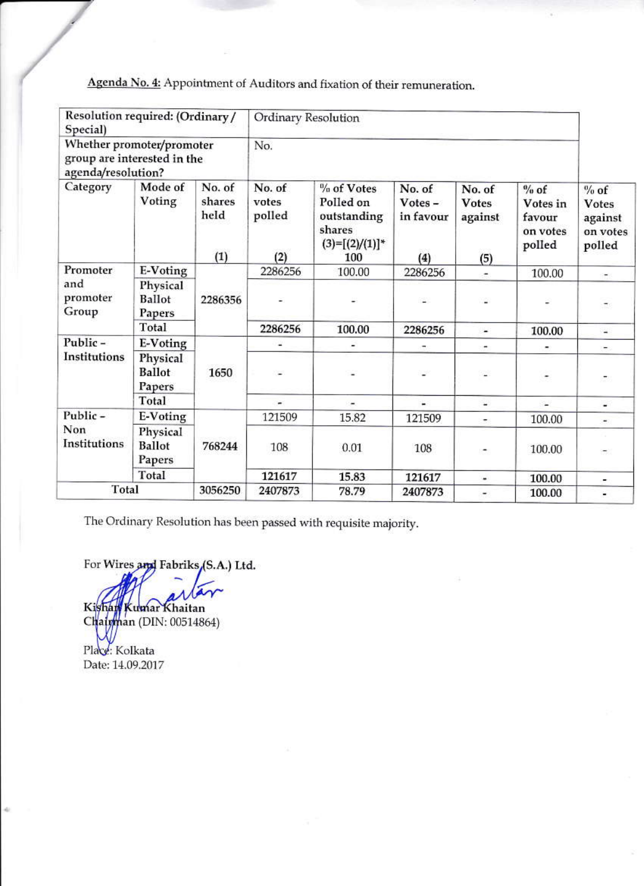Agenda No. 4: Appointment of Auditors and fixation of their remuneration.

| Resolution required: (Ordinary / Special) | | | Ordinary Resolution | | | | | |
|---|---|---|---|---|---|---|---|---|
| Whether promoter/promoter group are interested in the agenda/resolution? | | | No. | | | | | |
| Category | Mode of Voting | No. of shares held (1) | No. of votes polled (2) | % of Votes Polled on outstanding shares (3)=[(2)/(1)]* 100 | No. of Votes – in favour (4) | No. of Votes against (5) | % of Votes in favour on votes polled | % of Votes against on votes polled |
| Promoter and promoter Group | E-Voting | 2286356 | 2286256 | 100.00 | 2286256 | - | 100.00 | - |
| | Physical Ballot Papers | | - | - | - | - | - | - |
| | Total | | 2286256 | 100.00 | 2286256 | - | 100.00 | - |
| Public – Institutions | E-Voting | 1650 | - | - | - | - | - | - |
| | Physical Ballot Papers | | - | - | - | - | - | - |
| | Total | | - | - | - | - | - | - |
| Public – Non Institutions | E-Voting | 768244 | 121509 | 15.82 | 121509 | - | 100.00 | - |
| | Physical Ballot Papers | | 108 | 0.01 | 108 | - | 100.00 | - |
| | Total | | 121617 | 15.83 | 121617 | - | 100.00 | - |
| Total | | 3056250 | 2407873 | 78.79 | 2407873 | - | 100.00 | - |

The Ordinary Resolution has been passed with requisite majority.

For Wires and Fabriks (S.A.) Ltd.

Kishan Kumar Khaitan
Chairman (DIN: 00514864)

Place: Kolkata
Date: 14.09.2017